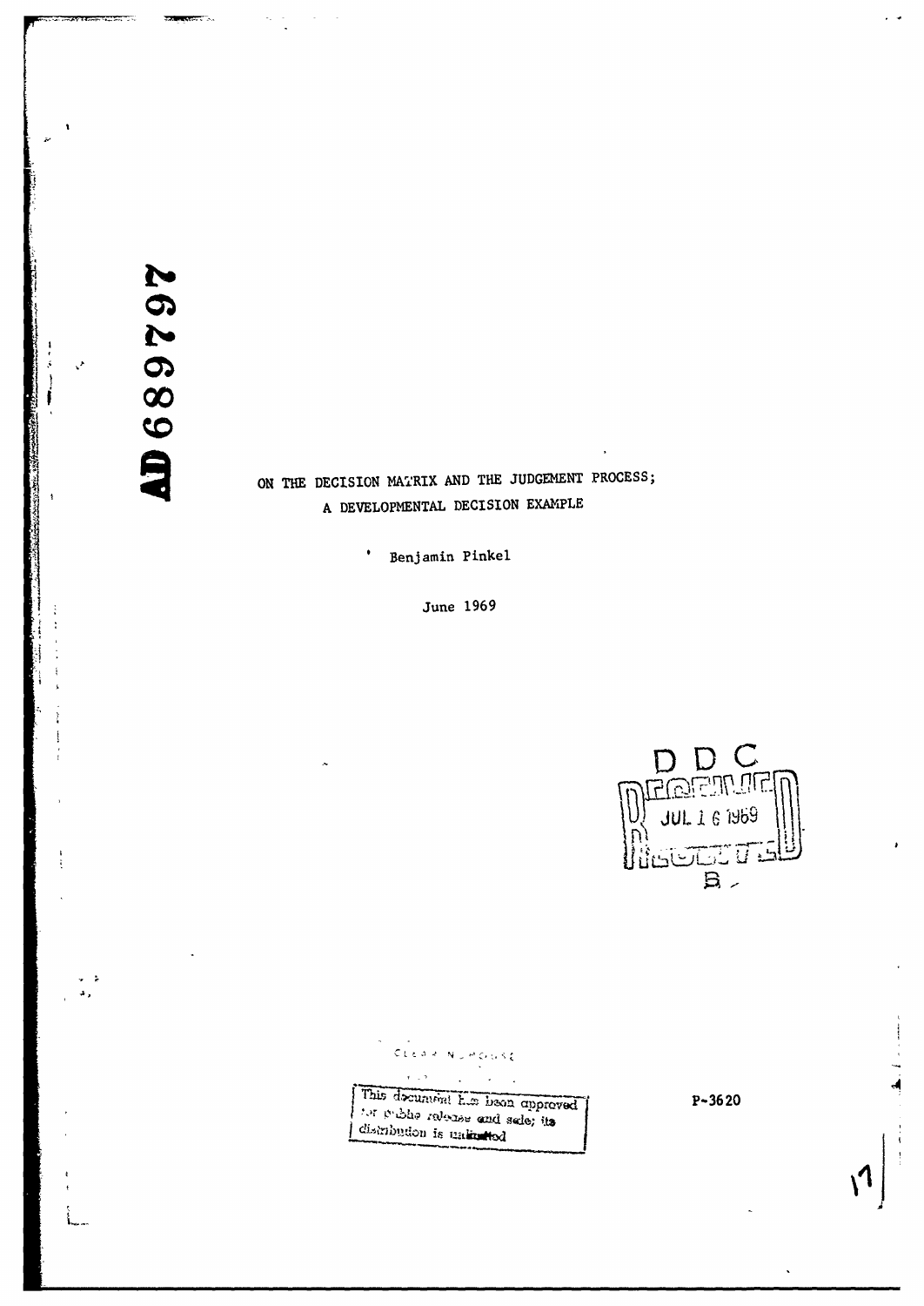AD 689797

# ON THE DECISION MATRIX AND THE JUDGEMENT PROCESS; A DEVELOPMENTAL DECISION EXAMPLE

Benjamin Pinkel

June 1969

DDC
RECEIVED
JUL 16 1969
B

CLEARINGHOUSE

This document has been approved for public release and sale; its distribution is unlimited

P-3620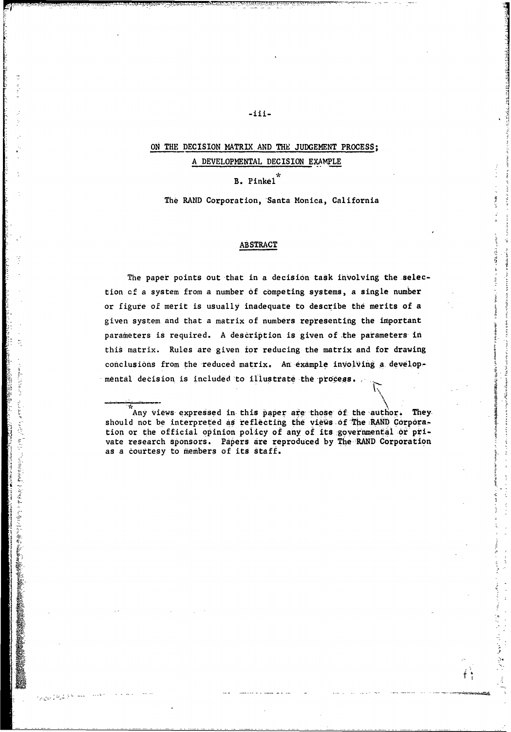# ON THE DECISION MATRIX AND THE JUDGEMENT PROCESS; A DEVELOPMENTAL DECISION EXAMPLE

B. Pinkel*

The RAND Corporation, Santa Monica, California

## ABSTRACT

The paper points out that in a decision task involving the selection of a system from a number of competing systems, a single number or figure of merit is usually inadequate to describe the merits of a given system and that a matrix of numbers representing the important parameters is required. A description is given of the parameters in this matrix. Rules are given for reducing the matrix and for drawing conclusions from the reduced matrix. An example involving a developmental decision is included to illustrate the process.

---

*Any views expressed in this paper are those of the author. They should not be interpreted as reflecting the views of The RAND Corporation or the official opinion policy of any of its governmental or private research sponsors. Papers are reproduced by The RAND Corporation as a courtesy to members of its staff.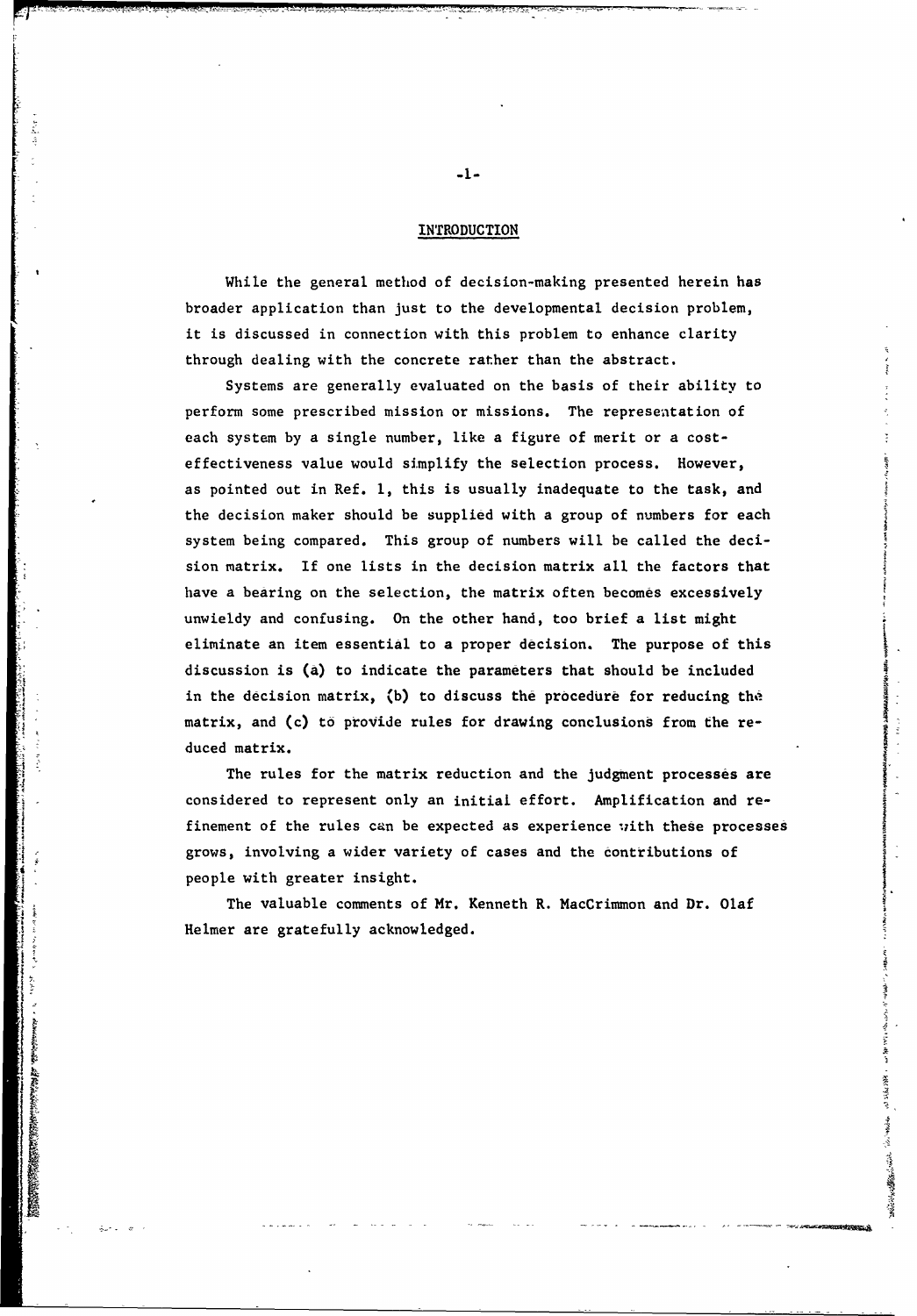## INTRODUCTION

While the general method of decision-making presented herein has broader application than just to the developmental decision problem, it is discussed in connection with this problem to enhance clarity through dealing with the concrete rather than the abstract.

Systems are generally evaluated on the basis of their ability to perform some prescribed mission or missions. The representation of each system by a single number, like a figure of merit or a cost-effectiveness value would simplify the selection process. However, as pointed out in Ref. 1, this is usually inadequate to the task, and the decision maker should be supplied with a group of numbers for each system being compared. This group of numbers will be called the decision matrix. If one lists in the decision matrix all the factors that have a bearing on the selection, the matrix often becomes excessively unwieldy and confusing. On the other hand, too brief a list might eliminate an item essential to a proper decision. The purpose of this discussion is (a) to indicate the parameters that should be included in the decision matrix, (b) to discuss the procedure for reducing the matrix, and (c) to provide rules for drawing conclusions from the reduced matrix.

The rules for the matrix reduction and the judgment processes are considered to represent only an initial effort. Amplification and refinement of the rules can be expected as experience with these processes grows, involving a wider variety of cases and the contributions of people with greater insight.

The valuable comments of Mr. Kenneth R. MacCrimmon and Dr. Olaf Helmer are gratefully acknowledged.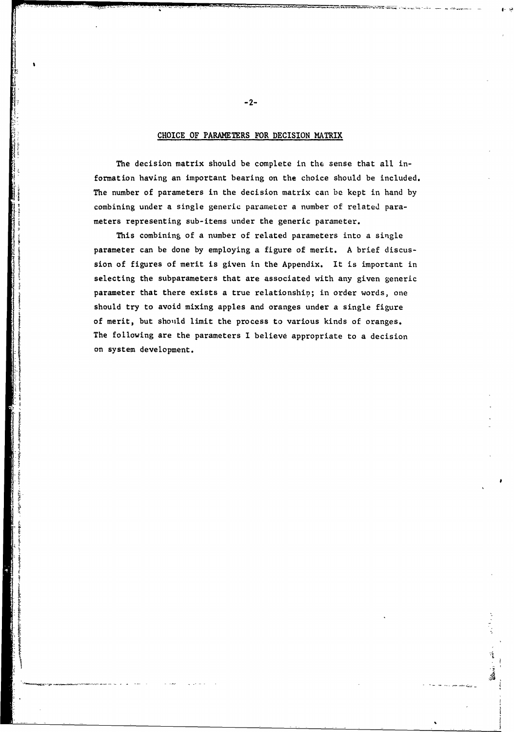## CHOICE OF PARAMETERS FOR DECISION MATRIX

The decision matrix should be complete in the sense that all information having an important bearing on the choice should be included. The number of parameters in the decision matrix can be kept in hand by combining under a single generic parameter a number of related parameters representing sub-items under the generic parameter.

This combining of a number of related parameters into a single parameter can be done by employing a figure of merit. A brief discussion of figures of merit is given in the Appendix. It is important in selecting the subparameters that are associated with any given generic parameter that there exists a true relationship; in order words, one should try to avoid mixing apples and oranges under a single figure of merit, but should limit the process to various kinds of oranges. The following are the parameters I believe appropriate to a decision on system development.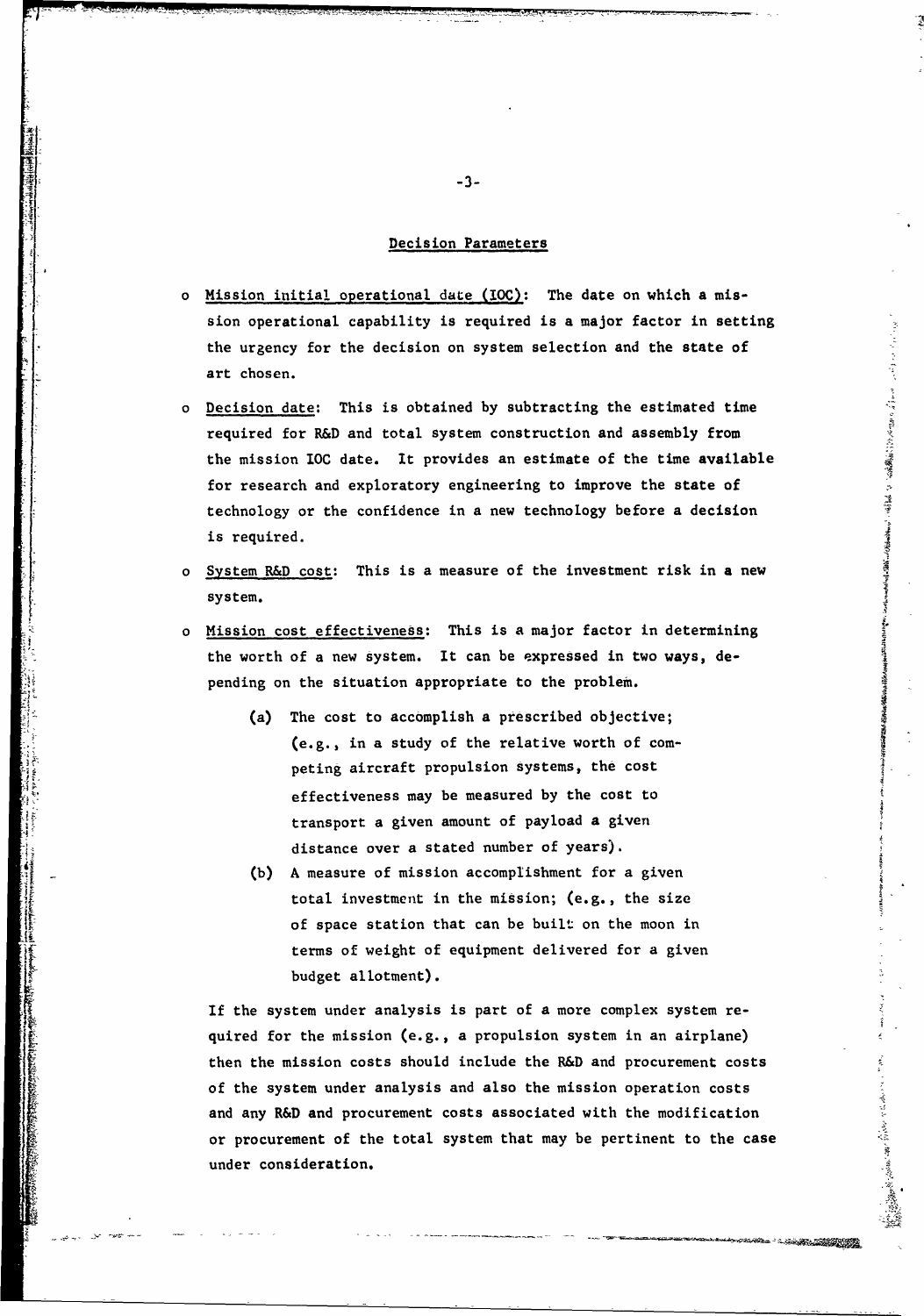## Decision Parameters

- Mission initial operational date (IOC): The date on which a mission operational capability is required is a major factor in setting the urgency for the decision on system selection and the state of art chosen.
- Decision date: This is obtained by subtracting the estimated time required for R&D and total system construction and assembly from the mission IOC date. It provides an estimate of the time available for research and exploratory engineering to improve the state of technology or the confidence in a new technology before a decision is required.
- System R&D cost: This is a measure of the investment risk in a new system.
- Mission cost effectiveness: This is a major factor in determining the worth of a new system. It can be expressed in two ways, depending on the situation appropriate to the problem.

  (a) The cost to accomplish a prescribed objective; (e.g., in a study of the relative worth of competing aircraft propulsion systems, the cost effectiveness may be measured by the cost to transport a given amount of payload a given distance over a stated number of years).

  (b) A measure of mission accomplishment for a given total investment in the mission; (e.g., the size of space station that can be built on the moon in terms of weight of equipment delivered for a given budget allotment).

  If the system under analysis is part of a more complex system required for the mission (e.g., a propulsion system in an airplane) then the mission costs should include the R&D and procurement costs of the system under analysis and also the mission operation costs and any R&D and procurement costs associated with the modification or procurement of the total system that may be pertinent to the case under consideration.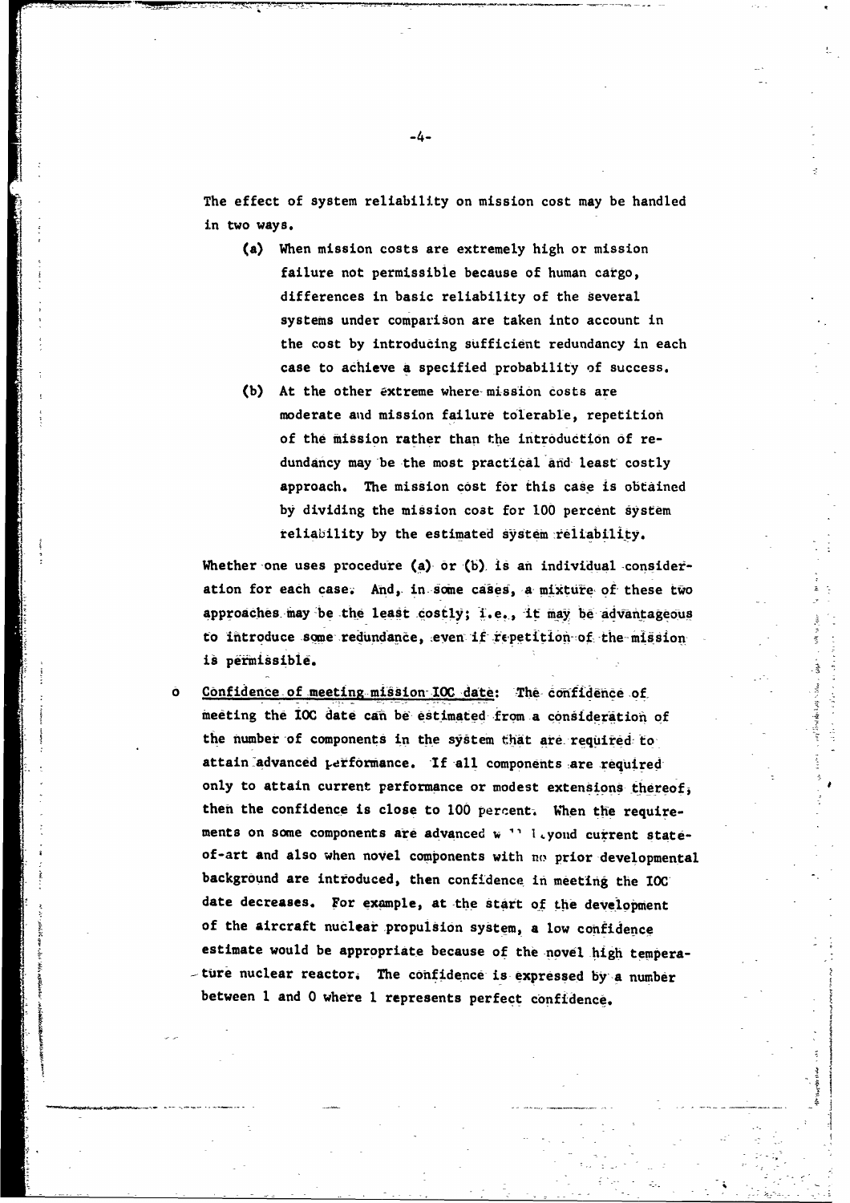The effect of system reliability on mission cost may be handled in two ways.

(a) When mission costs are extremely high or mission failure not permissible because of human cargo, differences in basic reliability of the several systems under comparison are taken into account in the cost by introducing sufficient redundancy in each case to achieve a specified probability of success.

(b) At the other extreme where mission costs are moderate and mission failure tolerable, repetition of the mission rather than the introduction of redundancy may be the most practical and least costly approach. The mission cost for this case is obtained by dividing the mission cost for 100 percent system reliability by the estimated system reliability.

Whether one uses procedure (a) or (b) is an individual consideration for each case. And, in some cases, a mixture of these two approaches may be the least costly; i.e., it may be advantageous to introduce some redundance, even if repetition of the mission is permissible.

- <u>Confidence of meeting mission IOC date</u>: The confidence of meeting the IOC date can be estimated from a consideration of the number of components in the system that are required to attain advanced performance. If all components are required only to attain current performance or modest extensions thereof, then the confidence is close to 100 percent. When the requirements on some components are advanced w '' l.yond current state-of-art and also when novel components with no prior developmental background are introduced, then confidence in meeting the IOC date decreases. For example, at the start of the development of the aircraft nuclear propulsion system, a low confidence estimate would be appropriate because of the novel high temperature nuclear reactor. The confidence is expressed by a number between 1 and 0 where 1 represents perfect confidence.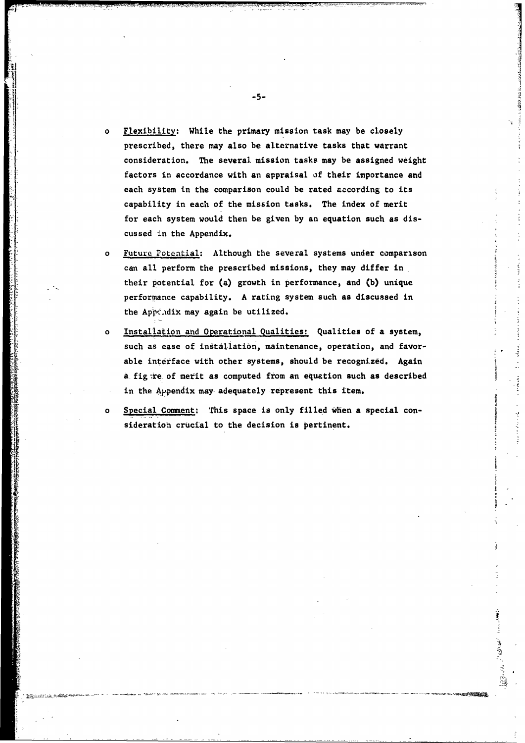- <u>Flexibility</u>: While the primary mission task may be closely prescribed, there may also be alternative tasks that warrant consideration. The several mission tasks may be assigned weight factors in accordance with an appraisal of their importance and each system in the comparison could be rated according to its capability in each of the mission tasks. The index of merit for each system would then be given by an equation such as discussed in the Appendix.

- <u>Future Potential</u>: Although the several systems under comparison can all perform the prescribed missions, they may differ in their potential for (a) growth in performance, and (b) unique performance capability. A rating system such as discussed in the Appendix may again be utilized.

- <u>Installation and Operational Qualities:</u> Qualities of a system, such as ease of installation, maintenance, operation, and favorable interface with other systems, should be recognized. Again a figure of merit as computed from an equation such as described in the Appendix may adequately represent this item.

- <u>Special Comment</u>: This space is only filled when a special consideration crucial to the decision is pertinent.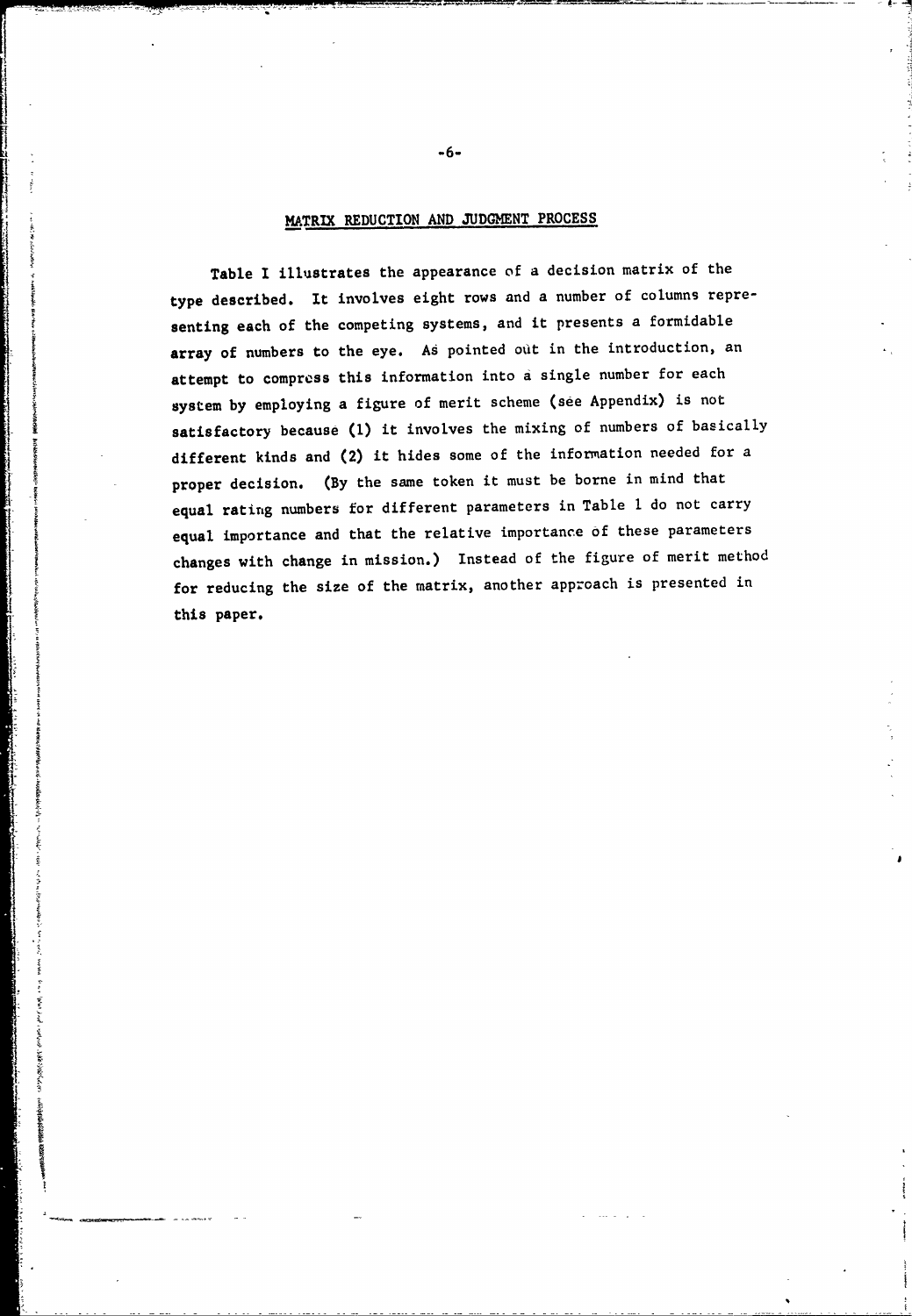## MATRIX REDUCTION AND JUDGMENT PROCESS

Table I illustrates the appearance of a decision matrix of the type described. It involves eight rows and a number of columns representing each of the competing systems, and it presents a formidable array of numbers to the eye. As pointed out in the introduction, an attempt to compress this information into a single number for each system by employing a figure of merit scheme (see Appendix) is not satisfactory because (1) it involves the mixing of numbers of basically different kinds and (2) it hides some of the information needed for a proper decision. (By the same token it must be borne in mind that equal rating numbers for different parameters in Table 1 do not carry equal importance and that the relative importance of these parameters changes with change in mission.) Instead of the figure of merit method for reducing the size of the matrix, another approach is presented in this paper.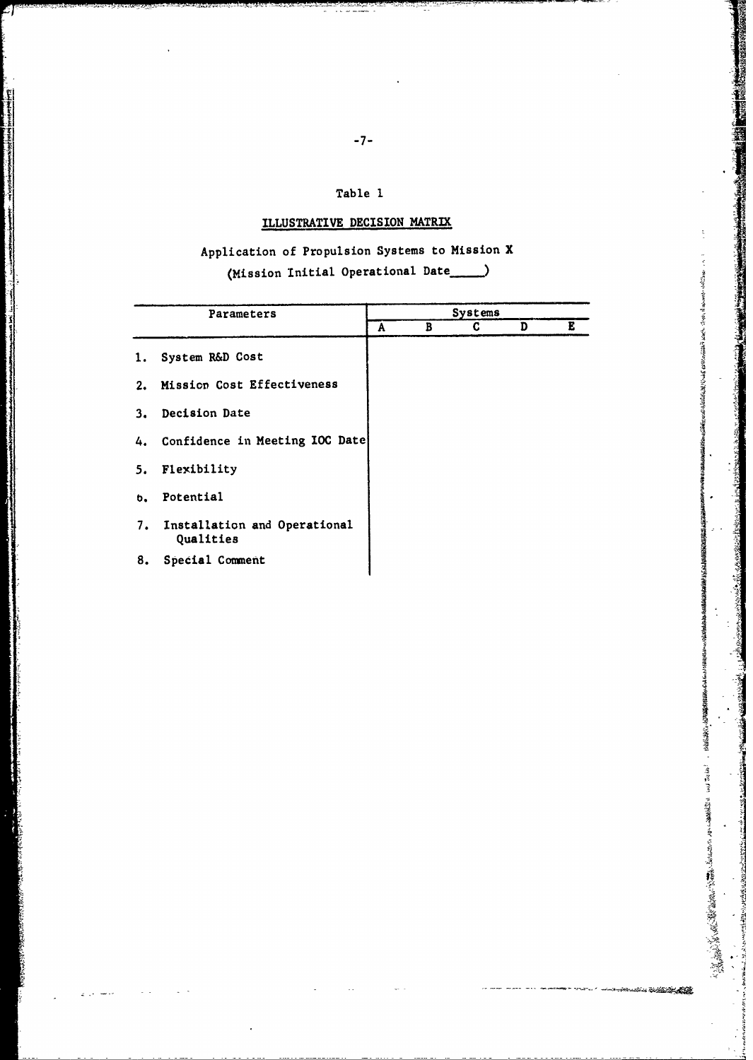Table 1

ILLUSTRATIVE DECISION MATRIX

Application of Propulsion Systems to Mission X
(Mission Initial Operational Date____)

| Parameters | Systems | | | | |
|---|---|---|---|---|---|
| | A | B | C | D | E |
| 1. System R&D Cost | | | | | |
| 2. Mission Cost Effectiveness | | | | | |
| 3. Decision Date | | | | | |
| 4. Confidence in Meeting IOC Date | | | | | |
| 5. Flexibility | | | | | |
| 6. Potential | | | | | |
| 7. Installation and Operational Qualities | | | | | |
| 8. Special Comment | | | | | |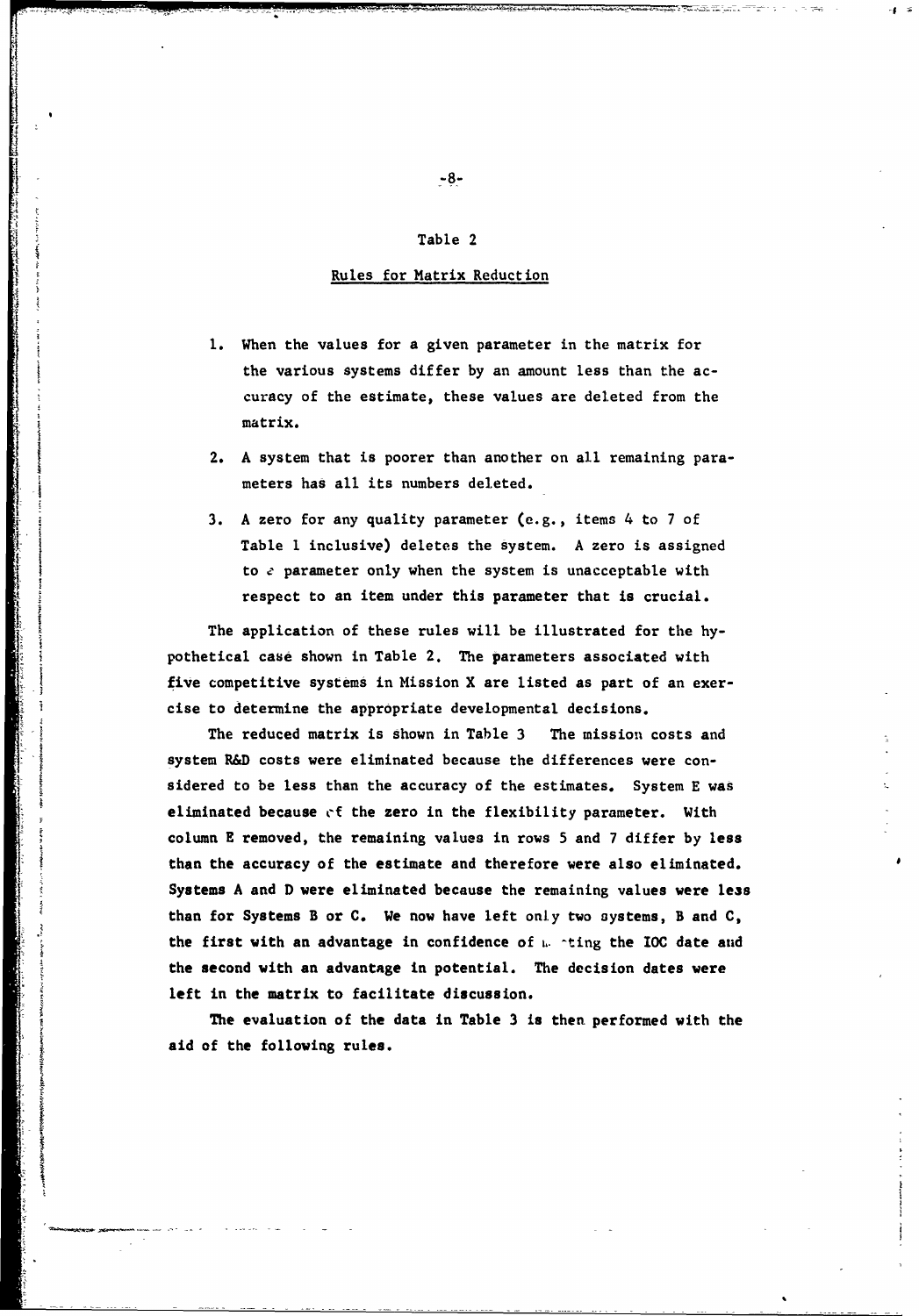## Table 2

### Rules for Matrix Reduction

1. When the values for a given parameter in the matrix for the various systems differ by an amount less than the accuracy of the estimate, these values are deleted from the matrix.
2. A system that is poorer than another on all remaining parameters has all its numbers deleted.
3. A zero for any quality parameter (e.g., items 4 to 7 of Table 1 inclusive) deletes the system. A zero is assigned to a parameter only when the system is unacceptable with respect to an item under this parameter that is crucial.

The application of these rules will be illustrated for the hypothetical case shown in Table 2. The parameters associated with five competitive systems in Mission X are listed as part of an exercise to determine the appropriate developmental decisions.

The reduced matrix is shown in Table 3 The mission costs and system R&D costs were eliminated because the differences were considered to be less than the accuracy of the estimates. System E was eliminated because of the zero in the flexibility parameter. With column E removed, the remaining values in rows 5 and 7 differ by less than the accuracy of the estimate and therefore were also eliminated. Systems A and D were eliminated because the remaining values were less than for Systems B or C. We now have left only two systems, B and C, the first with an advantage in confidence of meeting the IOC date and the second with an advantage in potential. The decision dates were left in the matrix to facilitate discussion.

The evaluation of the data in Table 3 is then performed with the aid of the following rules.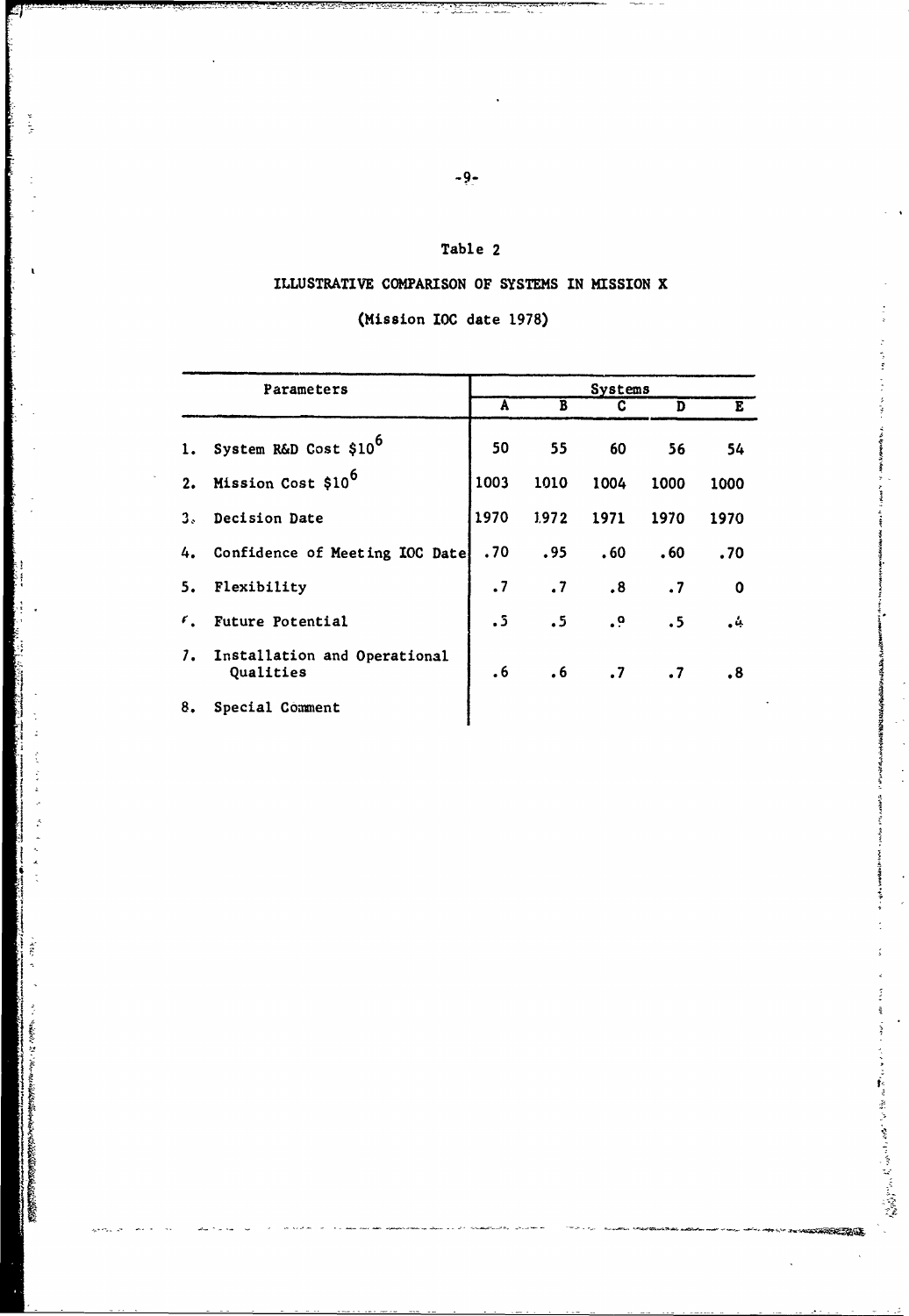Table 2

ILLUSTRATIVE COMPARISON OF SYSTEMS IN MISSION X

(Mission IOC date 1978)

| Parameters | Systems | | | | |
|---|---|---|---|---|---|
| | A | B | C | D | E |
| 1. System R&D Cost $\$10^6$ | 50 | 55 | 60 | 56 | 54 |
| 2. Mission Cost $\$10^6$ | 1003 | 1010 | 1004 | 1000 | 1000 |
| 3. Decision Date | 1970 | 1972 | 1971 | 1970 | 1970 |
| 4. Confidence of Meeting IOC Date | .70 | .95 | .60 | .60 | .70 |
| 5. Flexibility | .7 | .7 | .8 | .7 | 0 |
| 6. Future Potential | .5 | .5 | .9 | .5 | .4 |
| 7. Installation and Operational Qualities | .6 | .6 | .7 | .7 | .8 |
| 8. Special Comment | | | | | |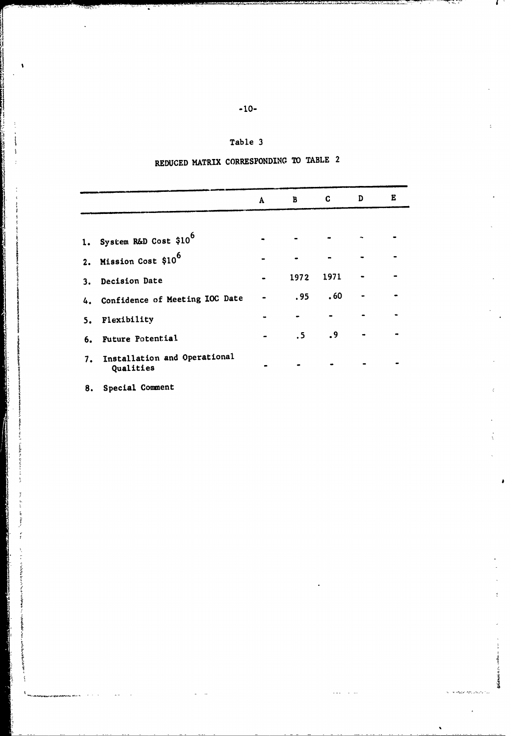Table 3

REDUCED MATRIX CORRESPONDING TO TABLE 2

| | A | B | C | D | E |
|---|---|---|---|---|---|
| 1. System R&D Cost $\$10^6$ | - | - | - | - | - |
| 2. Mission Cost $\$10^6$ | - | - | - | - | - |
| 3. Decision Date | - | 1972 | 1971 | - | - |
| 4. Confidence of Meeting IOC Date | - | .95 | .60 | - | - |
| 5. Flexibility | - | - | - | - | - |
| 6. Future Potential | - | .5 | .9 | - | - |
| 7. Installation and Operational Qualities | - | - | - | - | - |
| 8. Special Comment | | | | | |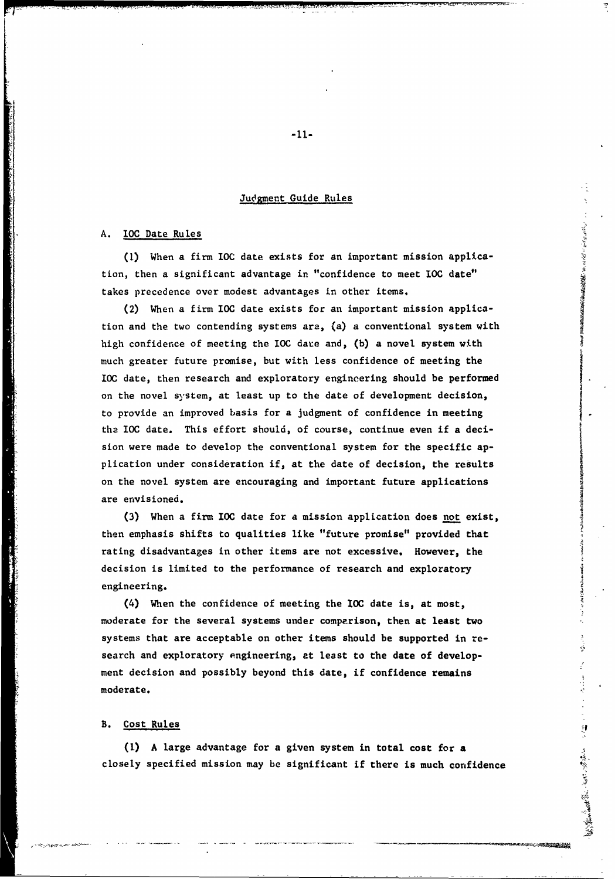## Judgment Guide Rules

### A. IOC Date Rules

(1) When a firm IOC date exists for an important mission application, then a significant advantage in "confidence to meet IOC date" takes precedence over modest advantages in other items.

(2) When a firm IOC date exists for an important mission application and the two contending systems are, (a) a conventional system with high confidence of meeting the IOC date and, (b) a novel system with much greater future promise, but with less confidence of meeting the IOC date, then research and exploratory engineering should be performed on the novel system, at least up to the date of development decision, to provide an improved basis for a judgment of confidence in meeting the IOC date. This effort should, of course, continue even if a decision were made to develop the conventional system for the specific application under consideration if, at the date of decision, the results on the novel system are encouraging and important future applications are envisioned.

(3) When a firm IOC date for a mission application does <u>not</u> exist, then emphasis shifts to qualities like "future promise" provided that rating disadvantages in other items are not excessive. However, the decision is limited to the performance of research and exploratory engineering.

(4) When the confidence of meeting the IOC date is, at most, moderate for the several systems under comparison, then at least two systems that are acceptable on other items should be supported in research and exploratory engineering, at least to the date of development decision and possibly beyond this date, if confidence remains moderate.

### B. Cost Rules

(1) A large advantage for a given system in total cost for a closely specified mission may be significant if there is much confidence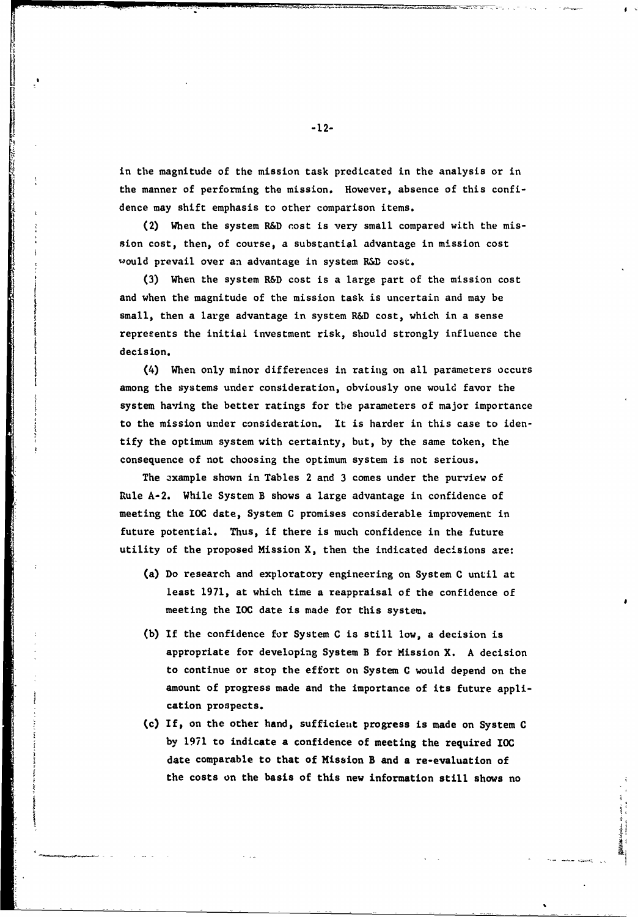in the magnitude of the mission task predicated in the analysis or in the manner of performing the mission. However, absence of this confidence may shift emphasis to other comparison items.

(2) When the system R&D cost is very small compared with the mission cost, then, of course, a substantial advantage in mission cost would prevail over an advantage in system R&D cost.

(3) When the system R&D cost is a large part of the mission cost and when the magnitude of the mission task is uncertain and may be small, then a large advantage in system R&D cost, which in a sense represents the initial investment risk, should strongly influence the decision.

(4) When only minor differences in rating on all parameters occurs among the systems under consideration, obviously one would favor the system having the better ratings for the parameters of major importance to the mission under consideration. It is harder in this case to identify the optimum system with certainty, but, by the same token, the consequence of not choosing the optimum system is not serious.

The example shown in Tables 2 and 3 comes under the purview of Rule A-2. While System B shows a large advantage in confidence of meeting the IOC date, System C promises considerable improvement in future potential. Thus, if there is much confidence in the future utility of the proposed Mission X, then the indicated decisions are:

(a) Do research and exploratory engineering on System C until at least 1971, at which time a reappraisal of the confidence of meeting the IOC date is made for this system.

(b) If the confidence for System C is still low, a decision is appropriate for developing System B for Mission X. A decision to continue or stop the effort on System C would depend on the amount of progress made and the importance of its future application prospects.

(c) If, on the other hand, sufficient progress is made on System C by 1971 to indicate a confidence of meeting the required IOC date comparable to that of Mission B and a re-evaluation of the costs on the basis of this new information still shows no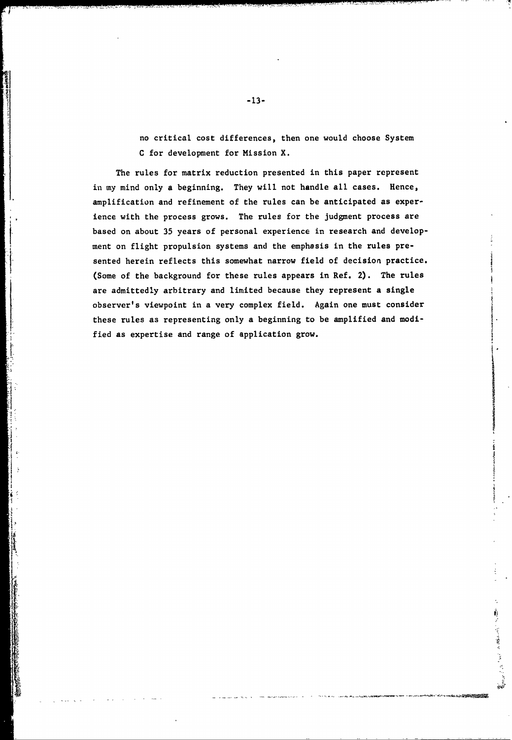no critical cost differences, then one would choose System C for development for Mission X.

The rules for matrix reduction presented in this paper represent in my mind only a beginning. They will not handle all cases. Hence, amplification and refinement of the rules can be anticipated as experience with the process grows. The rules for the judgment process are based on about 35 years of personal experience in research and development on flight propulsion systems and the emphasis in the rules presented herein reflects this somewhat narrow field of decision practice. (Some of the background for these rules appears in Ref. 2). The rules are admittedly arbitrary and limited because they represent a single observer's viewpoint in a very complex field. Again one must consider these rules as representing only a beginning to be amplified and modified as expertise and range of application grow.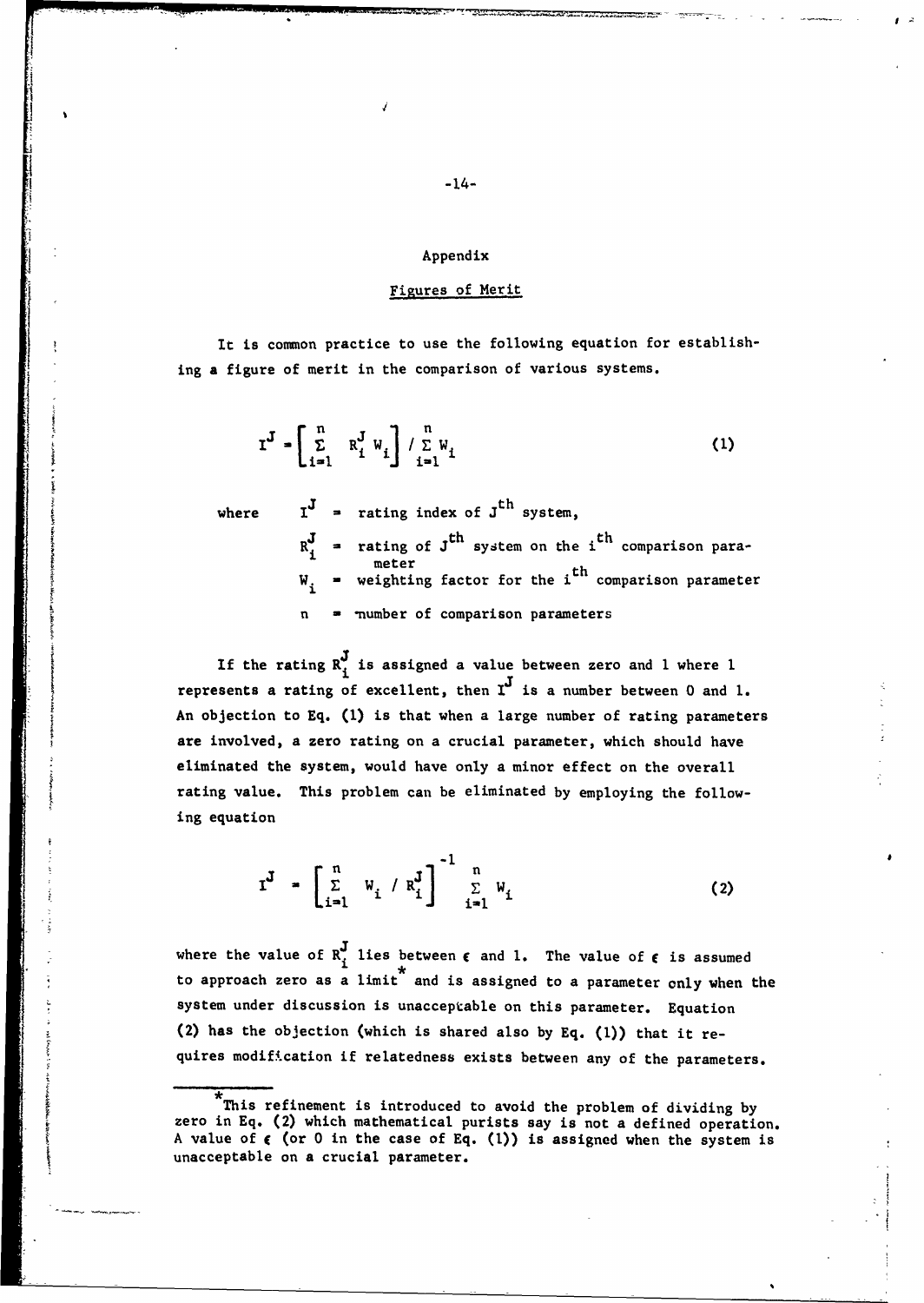## Appendix

### Figures of Merit

It is common practice to use the following equation for establishing a figure of merit in the comparison of various systems.

$$I^J = \left[ \sum_{i=1}^{n} R_i^J W_i \right] / \sum_{i=1}^{n} W_i \tag{1}$$

where
- $I^J$ = rating index of $J^{th}$ system,
- $R_i^J$ = rating of $J^{th}$ system on the $i^{th}$ comparison parameter
- $W_i$ = weighting factor for the $i^{th}$ comparison parameter
- $n$ = number of comparison parameters

If the rating $R_i^J$ is assigned a value between zero and 1 where 1 represents a rating of excellent, then $I^J$ is a number between 0 and 1. An objection to Eq. (1) is that when a large number of rating parameters are involved, a zero rating on a crucial parameter, which should have eliminated the system, would have only a minor effect on the overall rating value. This problem can be eliminated by employing the following equation

$$I^J = \left[ \sum_{i=1}^{n} W_i / R_i^J \right]^{-1} \sum_{i=1}^{n} W_i \tag{2}$$

where the value of $R_i^J$ lies between $\epsilon$ and 1. The value of $\epsilon$ is assumed to approach zero as a limit* and is assigned to a parameter only when the system under discussion is unacceptable on this parameter. Equation (2) has the objection (which is shared also by Eq. (1)) that it requires modification if relatedness exists between any of the parameters.

---

*This refinement is introduced to avoid the problem of dividing by zero in Eq. (2) which mathematical purists say is not a defined operation. A value of $\epsilon$ (or 0 in the case of Eq. (1)) is assigned when the system is unacceptable on a crucial parameter.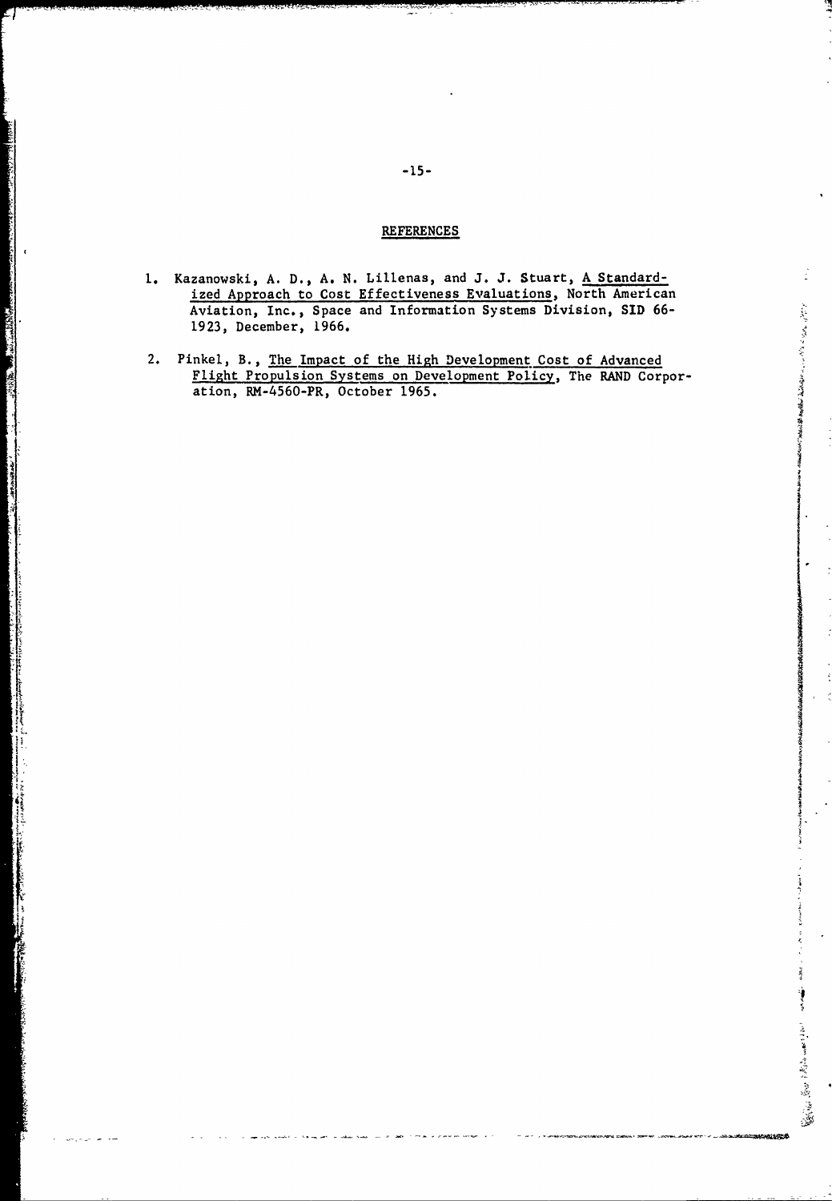## REFERENCES

1. Kazanowski, A. D., A. N. Lillenas, and J. J. Stuart, A Standardized Approach to Cost Effectiveness Evaluations, North American Aviation, Inc., Space and Information Systems Division, SID 66-1923, December, 1966.

2. Pinkel, B., The Impact of the High Development Cost of Advanced Flight Propulsion Systems on Development Policy, The RAND Corporation, RM-4560-PR, October 1965.